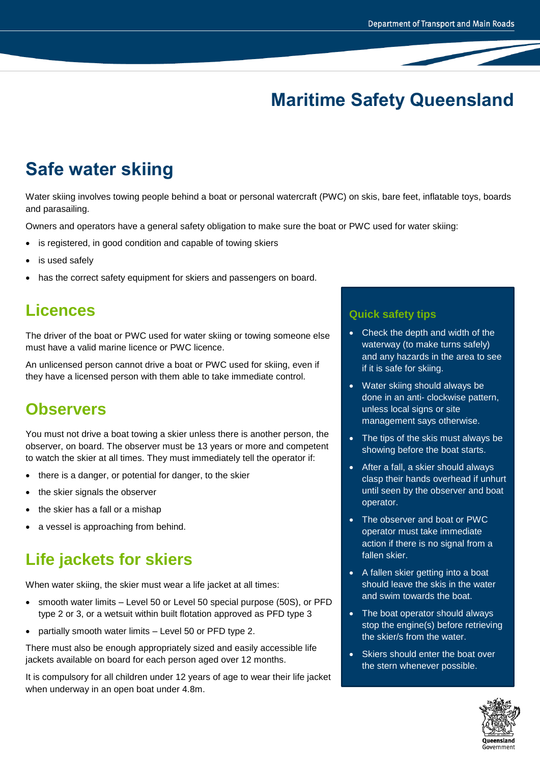# Maritime Safety Queensland

## Safe water skiing

Water skiing involves towing people behind a boat or personal watercraft (PWC) on skis, bare feet, inflatable toys, boards and parasailing.

Owners and operators have a general safety obligation to make sure the boat or PWC used for water skiing:

- is registered, in good condition and capable of towing skiers
- is used safely
- has the correct safety equipment for skiers and passengers on board.

## Licences

The driver of the boat or PWC used for water skiing or towing someone else must have a valid marine licence or PWC licence.

An unlicensed person cannot drive a boat or PWC used for skiing, even if they have a licensed person with them able to take immediate control.

## Observers

You must not drive a boat towing a skier unless there is another person, the observer, on board. The observer must be 13 years or more and competent to watch the skier at all times. They must immediately tell the operator if:

- there is a danger, or potential for danger, to the skier
- the skier signals the observer
- the skier has a fall or a mishap
- a vessel is approaching from behind.

## Life jackets for skiers

When water skiing, the skier must wear a life jacket at all times:

- smooth water limits – Level 50 or Level 50 special purpose (50S), or PFD type 2 or 3, or a wetsuit within built flotation approved as PFD type 3
- partially smooth water limits – Level 50 or PFD type 2.

There must also be enough appropriately sized and easily accessible life jackets available on board for each person aged over 12 months.

It is compulsory for all children under 12 years of age to wear their life jacket when underway in an open boat under 4.8m.

### Quick safety tips

- Check the depth and width of the waterway (to make turns safely) and any hazards in the area to see if it is safe for skiing.
- Water skiing should always be done in an anti- clockwise pattern, unless local signs or site management says otherwise.
- The tips of the skis must always be showing before the boat starts.
- After a fall, a skier should always clasp their hands overhead if unhurt until seen by the observer and boat operator.
- The observer and boat or PWC operator must take immediate action if there is no signal from a fallen skier.
- A fallen skier getting into a boat should leave the skis in the water and swim towards the boat.
- The boat operator should always stop the engine(s) before retrieving the skier/s from the water.
- Skiers should enter the boat over the stern whenever possible.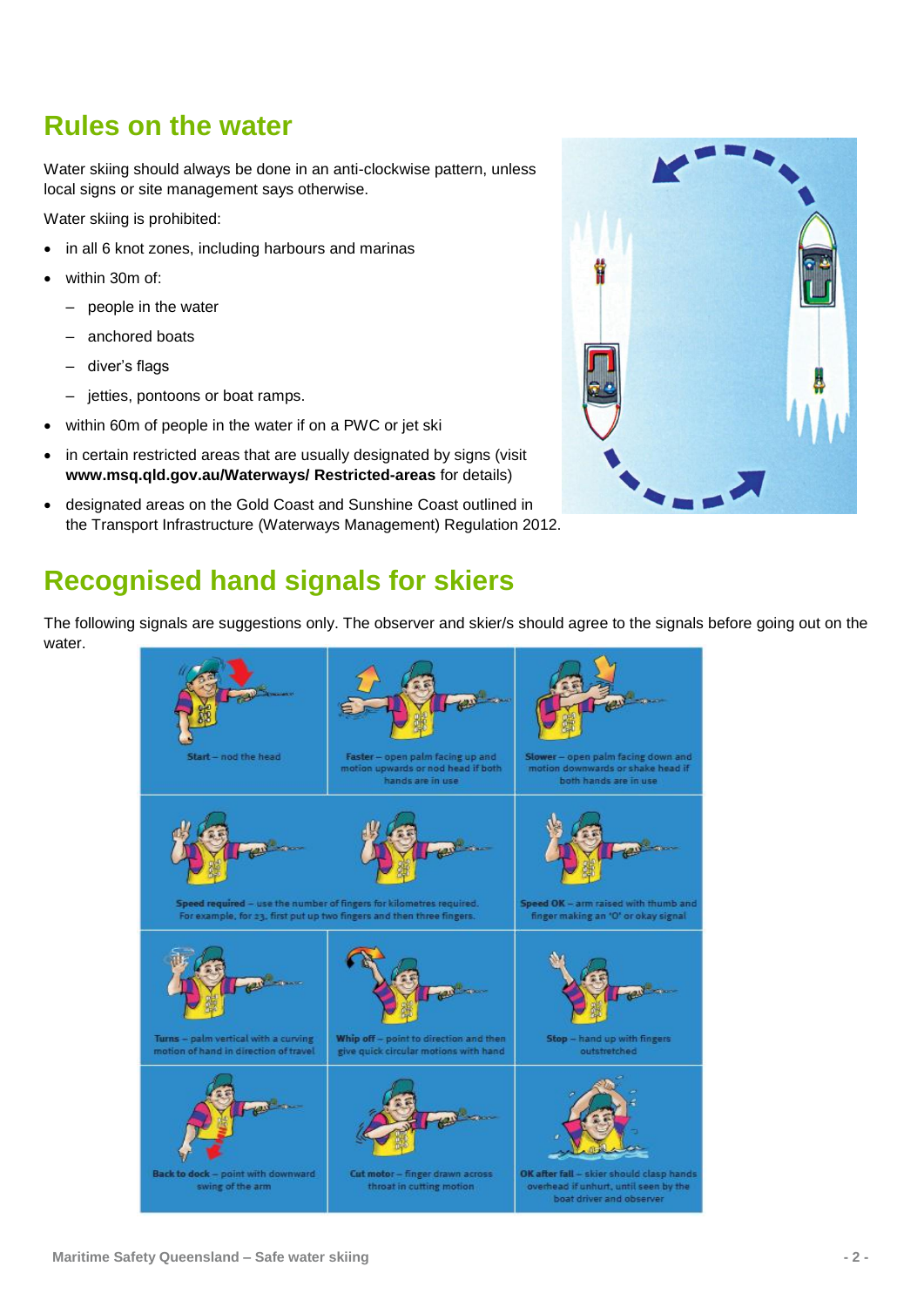## Rules on the water

Water skiing should always be done in an anti-clockwise pattern, unless local signs or site management says otherwise.

Water skiing is prohibited:

- in all 6 knot zones, including harbours and marinas
- within 30m of:
  - people in the water
  - anchored boats
  - diver's flags
  - jetties, pontoons or boat ramps.
- within 60m of people in the water if on a PWC or jet ski
- in certain restricted areas that are usually designated by signs (visit **www.msq.qld.gov.au/Waterways/ Restricted-areas** for details)
- designated areas on the Gold Coast and Sunshine Coast outlined in the Transport Infrastructure (Waterways Management) Regulation 2012.

## Recognised hand signals for skiers

The following signals are suggestions only. The observer and skier/s should agree to the signals before going out on the water.

**Start** – nod the head

**Faster** – open palm facing up and motion upwards or nod head if both hands are in use

**Slower** – open palm facing down and motion downwards or shake head if both hands are in use

**Speed required** – use the number of fingers for kilometres required. For example, for 23, first put up two fingers and then three fingers.

**Speed OK** – arm raised with thumb and finger making an 'O' or okay signal

**Turns** – palm vertical with a curving motion of hand in direction of travel

**Whip off** – point to direction and then give quick circular motions with hand

**Stop** – hand up with fingers outstretched

**Back to dock** – point with downward swing of the arm

**Cut motor** – finger drawn across throat in cutting motion

**OK after fall** – skier should clasp hands overhead if unhurt, until seen by the boat driver and observer